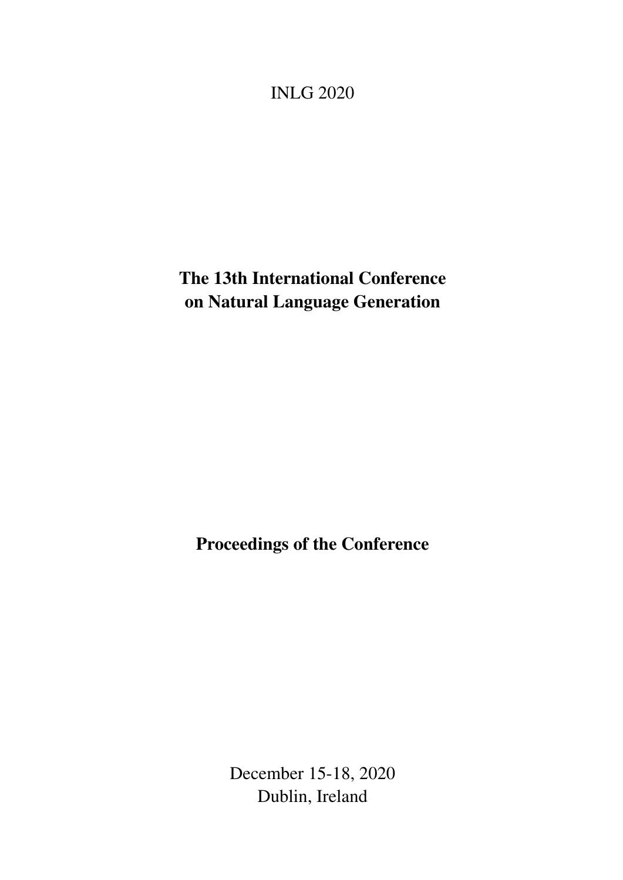INLG 2020

# The 13th International Conference on Natural Language Generation

## Proceedings of the Conference

December 15-18, 2020
Dublin, Ireland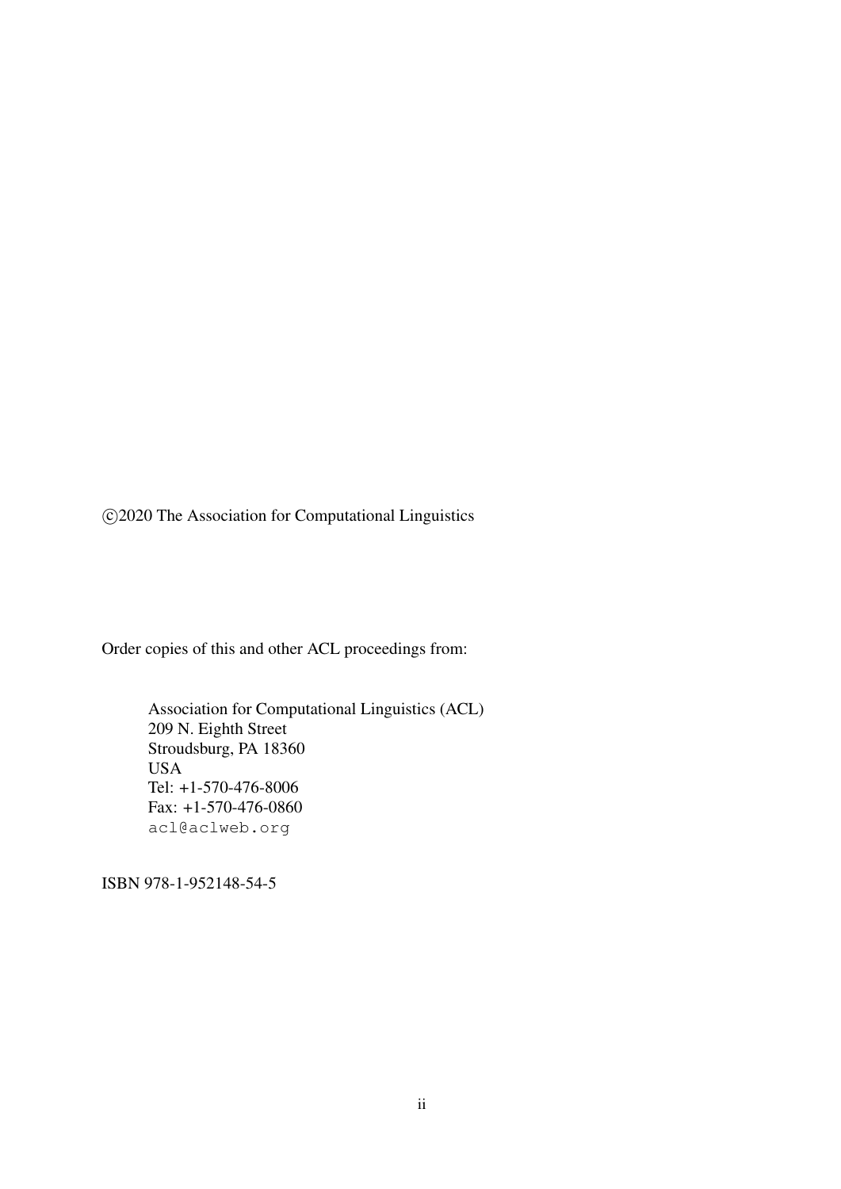©2020 The Association for Computational Linguistics

Order copies of this and other ACL proceedings from:

Association for Computational Linguistics (ACL)
209 N. Eighth Street
Stroudsburg, PA 18360
USA
Tel: +1-570-476-8006
Fax: +1-570-476-0860
acl@aclweb.org

ISBN 978-1-952148-54-5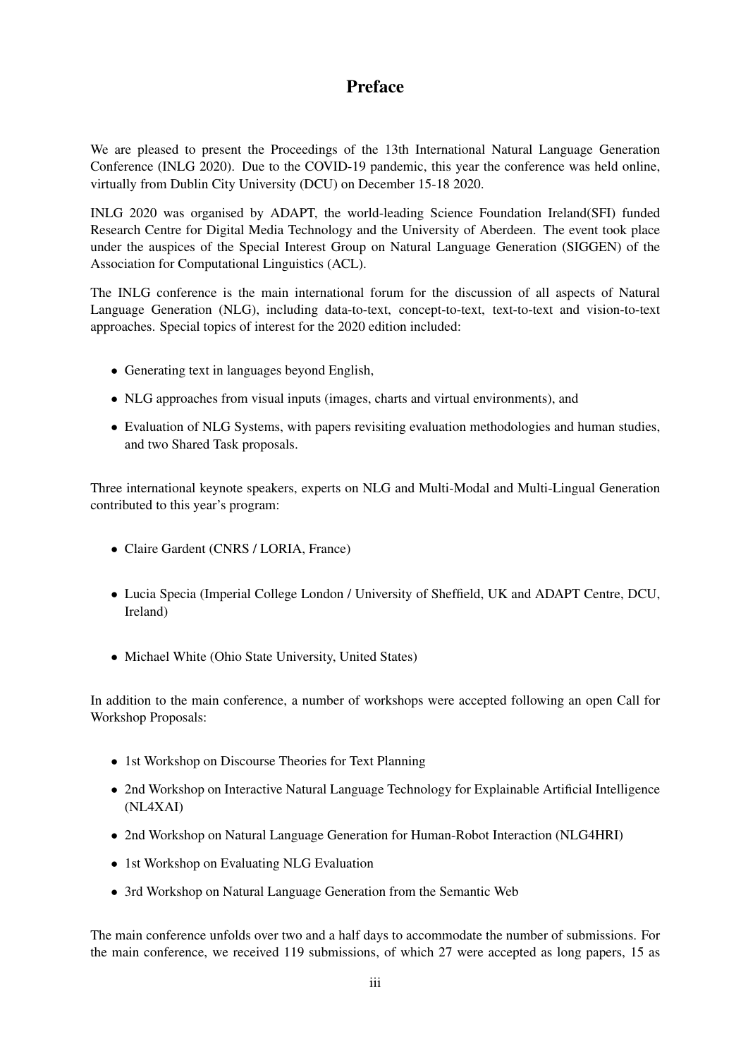# Preface

We are pleased to present the Proceedings of the 13th International Natural Language Generation Conference (INLG 2020). Due to the COVID-19 pandemic, this year the conference was held online, virtually from Dublin City University (DCU) on December 15-18 2020.

INLG 2020 was organised by ADAPT, the world-leading Science Foundation Ireland(SFI) funded Research Centre for Digital Media Technology and the University of Aberdeen. The event took place under the auspices of the Special Interest Group on Natural Language Generation (SIGGEN) of the Association for Computational Linguistics (ACL).

The INLG conference is the main international forum for the discussion of all aspects of Natural Language Generation (NLG), including data-to-text, concept-to-text, text-to-text and vision-to-text approaches. Special topics of interest for the 2020 edition included:

- Generating text in languages beyond English,
- NLG approaches from visual inputs (images, charts and virtual environments), and
- Evaluation of NLG Systems, with papers revisiting evaluation methodologies and human studies, and two Shared Task proposals.

Three international keynote speakers, experts on NLG and Multi-Modal and Multi-Lingual Generation contributed to this year's program:

- Claire Gardent (CNRS / LORIA, France)
- Lucia Specia (Imperial College London / University of Sheffield, UK and ADAPT Centre, DCU, Ireland)
- Michael White (Ohio State University, United States)

In addition to the main conference, a number of workshops were accepted following an open Call for Workshop Proposals:

- 1st Workshop on Discourse Theories for Text Planning
- 2nd Workshop on Interactive Natural Language Technology for Explainable Artificial Intelligence (NL4XAI)
- 2nd Workshop on Natural Language Generation for Human-Robot Interaction (NLG4HRI)
- 1st Workshop on Evaluating NLG Evaluation
- 3rd Workshop on Natural Language Generation from the Semantic Web

The main conference unfolds over two and a half days to accommodate the number of submissions. For the main conference, we received 119 submissions, of which 27 were accepted as long papers, 15 as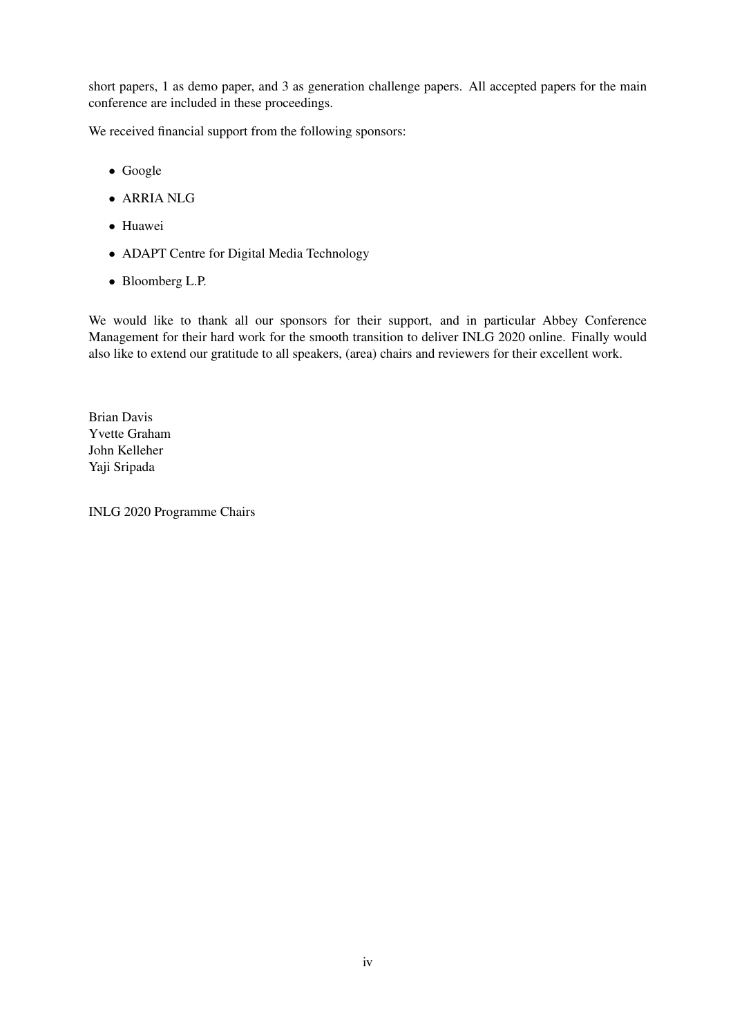short papers, 1 as demo paper, and 3 as generation challenge papers. All accepted papers for the main conference are included in these proceedings.

We received financial support from the following sponsors:

- Google
- ARRIA NLG
- Huawei
- ADAPT Centre for Digital Media Technology
- Bloomberg L.P.

We would like to thank all our sponsors for their support, and in particular Abbey Conference Management for their hard work for the smooth transition to deliver INLG 2020 online. Finally would also like to extend our gratitude to all speakers, (area) chairs and reviewers for their excellent work.

Brian Davis
Yvette Graham
John Kelleher
Yaji Sripada

INLG 2020 Programme Chairs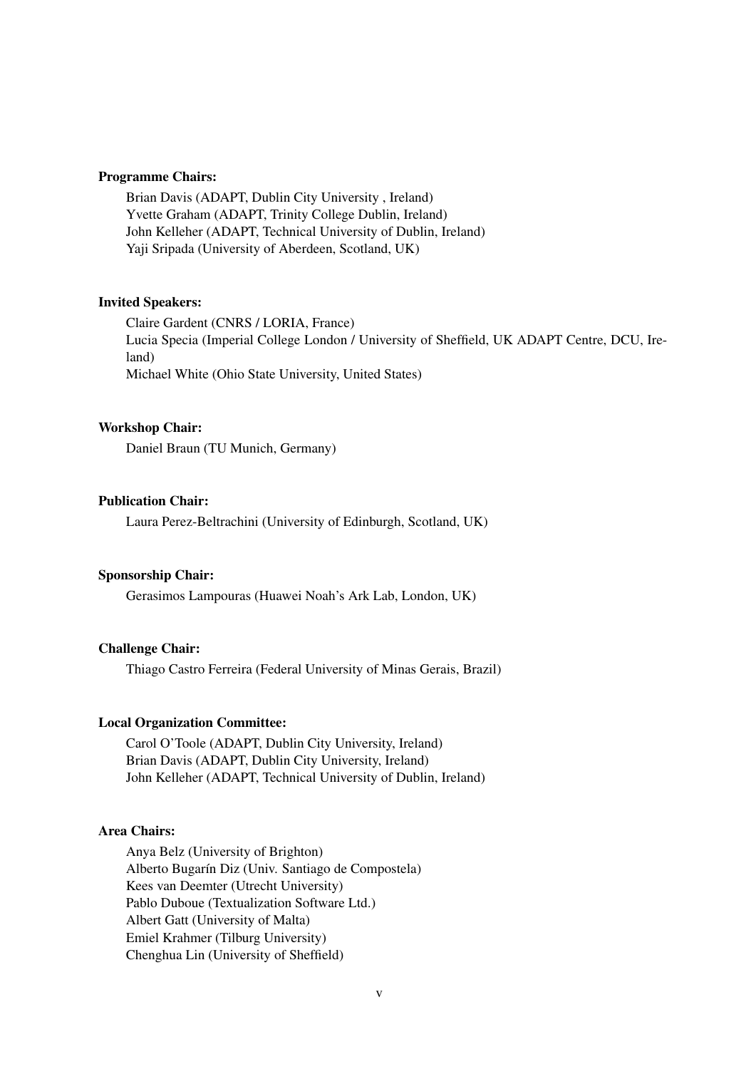**Programme Chairs:**

Brian Davis (ADAPT, Dublin City University , Ireland)
Yvette Graham (ADAPT, Trinity College Dublin, Ireland)
John Kelleher (ADAPT, Technical University of Dublin, Ireland)
Yaji Sripada (University of Aberdeen, Scotland, UK)

**Invited Speakers:**

Claire Gardent (CNRS / LORIA, France)
Lucia Specia (Imperial College London / University of Sheffield, UK ADAPT Centre, DCU, Ireland)
Michael White (Ohio State University, United States)

**Workshop Chair:**

Daniel Braun (TU Munich, Germany)

**Publication Chair:**

Laura Perez-Beltrachini (University of Edinburgh, Scotland, UK)

**Sponsorship Chair:**

Gerasimos Lampouras (Huawei Noah's Ark Lab, London, UK)

**Challenge Chair:**

Thiago Castro Ferreira (Federal University of Minas Gerais, Brazil)

**Local Organization Committee:**

Carol O'Toole (ADAPT, Dublin City University, Ireland)
Brian Davis (ADAPT, Dublin City University, Ireland)
John Kelleher (ADAPT, Technical University of Dublin, Ireland)

**Area Chairs:**

Anya Belz (University of Brighton)
Alberto Bugarín Diz (Univ. Santiago de Compostela)
Kees van Deemter (Utrecht University)
Pablo Duboue (Textualization Software Ltd.)
Albert Gatt (University of Malta)
Emiel Krahmer (Tilburg University)
Chenghua Lin (University of Sheffield)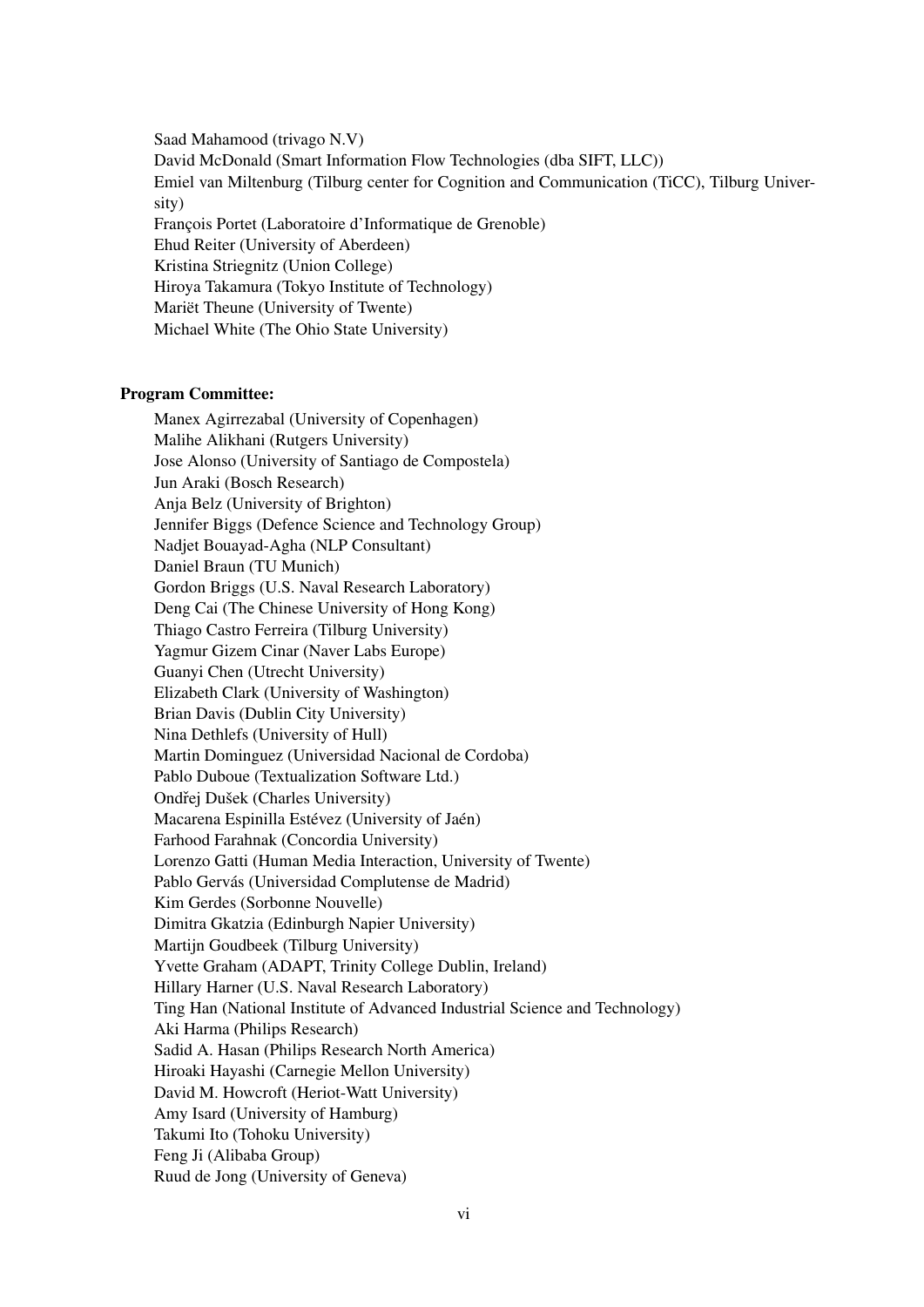Saad Mahamood (trivago N.V)
David McDonald (Smart Information Flow Technologies (dba SIFT, LLC))
Emiel van Miltenburg (Tilburg center for Cognition and Communication (TiCC), Tilburg University)
François Portet (Laboratoire d'Informatique de Grenoble)
Ehud Reiter (University of Aberdeen)
Kristina Striegnitz (Union College)
Hiroya Takamura (Tokyo Institute of Technology)
Mariët Theune (University of Twente)
Michael White (The Ohio State University)

**Program Committee:**

Manex Agirrezabal (University of Copenhagen)
Malihe Alikhani (Rutgers University)
Jose Alonso (University of Santiago de Compostela)
Jun Araki (Bosch Research)
Anja Belz (University of Brighton)
Jennifer Biggs (Defence Science and Technology Group)
Nadjet Bouayad-Agha (NLP Consultant)
Daniel Braun (TU Munich)
Gordon Briggs (U.S. Naval Research Laboratory)
Deng Cai (The Chinese University of Hong Kong)
Thiago Castro Ferreira (Tilburg University)
Yagmur Gizem Cinar (Naver Labs Europe)
Guanyi Chen (Utrecht University)
Elizabeth Clark (University of Washington)
Brian Davis (Dublin City University)
Nina Dethlefs (University of Hull)
Martin Dominguez (Universidad Nacional de Cordoba)
Pablo Duboue (Textualization Software Ltd.)
Ondřej Dušek (Charles University)
Macarena Espinilla Estévez (University of Jaén)
Farhood Farahnak (Concordia University)
Lorenzo Gatti (Human Media Interaction, University of Twente)
Pablo Gervás (Universidad Complutense de Madrid)
Kim Gerdes (Sorbonne Nouvelle)
Dimitra Gkatzia (Edinburgh Napier University)
Martijn Goudbeek (Tilburg University)
Yvette Graham (ADAPT, Trinity College Dublin, Ireland)
Hillary Harner (U.S. Naval Research Laboratory)
Ting Han (National Institute of Advanced Industrial Science and Technology)
Aki Harma (Philips Research)
Sadid A. Hasan (Philips Research North America)
Hiroaki Hayashi (Carnegie Mellon University)
David M. Howcroft (Heriot-Watt University)
Amy Isard (University of Hamburg)
Takumi Ito (Tohoku University)
Feng Ji (Alibaba Group)
Ruud de Jong (University of Geneva)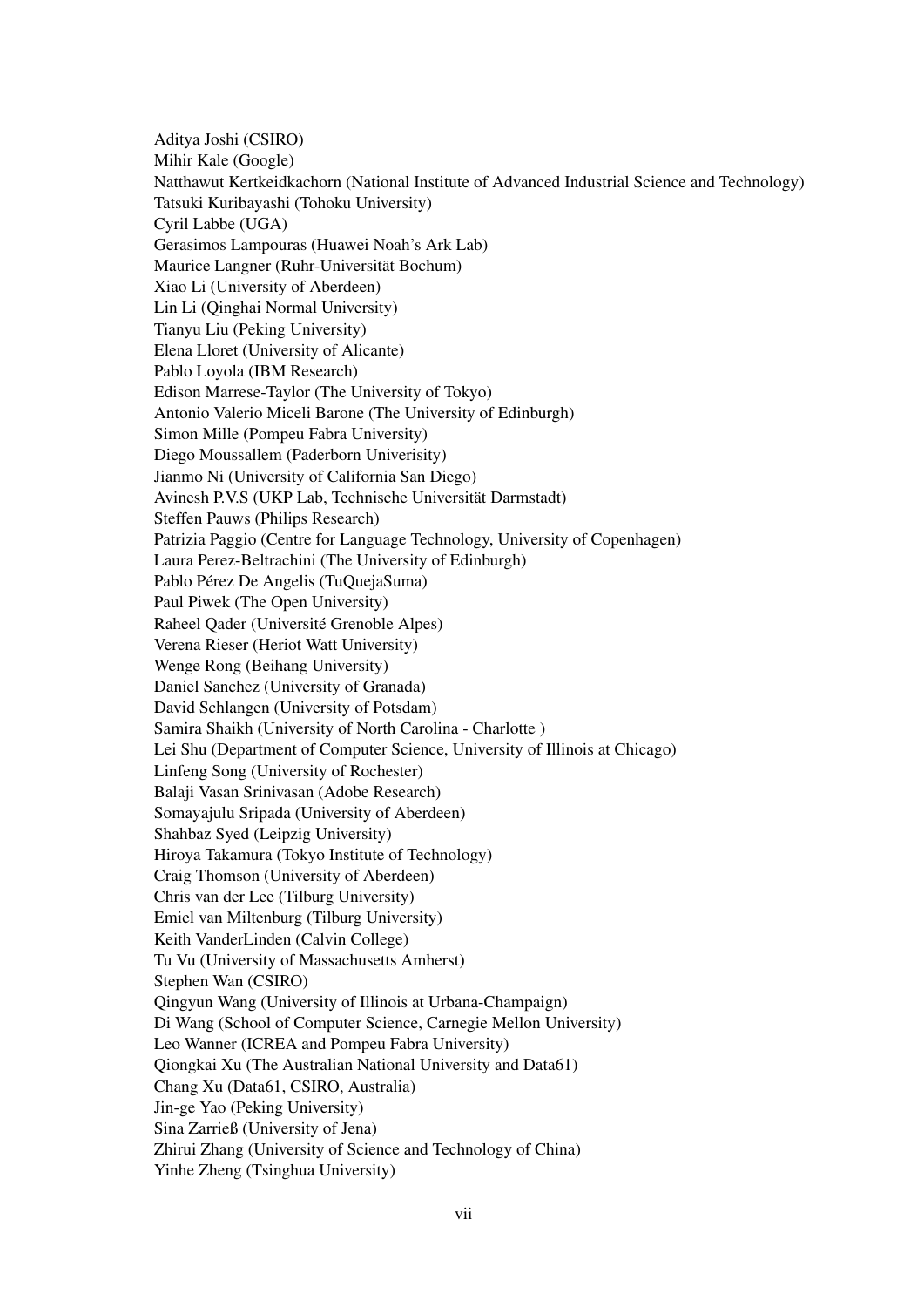Aditya Joshi (CSIRO)
Mihir Kale (Google)
Natthawut Kertkeidkachorn (National Institute of Advanced Industrial Science and Technology)
Tatsuki Kuribayashi (Tohoku University)
Cyril Labbe (UGA)
Gerasimos Lampouras (Huawei Noah's Ark Lab)
Maurice Langner (Ruhr-Universität Bochum)
Xiao Li (University of Aberdeen)
Lin Li (Qinghai Normal University)
Tianyu Liu (Peking University)
Elena Lloret (University of Alicante)
Pablo Loyola (IBM Research)
Edison Marrese-Taylor (The University of Tokyo)
Antonio Valerio Miceli Barone (The University of Edinburgh)
Simon Mille (Pompeu Fabra University)
Diego Moussallem (Paderborn Univerisity)
Jianmo Ni (University of California San Diego)
Avinesh P.V.S (UKP Lab, Technische Universität Darmstadt)
Steffen Pauws (Philips Research)
Patrizia Paggio (Centre for Language Technology, University of Copenhagen)
Laura Perez-Beltrachini (The University of Edinburgh)
Pablo Pérez De Angelis (TuQuejaSuma)
Paul Piwek (The Open University)
Raheel Qader (Université Grenoble Alpes)
Verena Rieser (Heriot Watt University)
Wenge Rong (Beihang University)
Daniel Sanchez (University of Granada)
David Schlangen (University of Potsdam)
Samira Shaikh (University of North Carolina - Charlotte )
Lei Shu (Department of Computer Science, University of Illinois at Chicago)
Linfeng Song (University of Rochester)
Balaji Vasan Srinivasan (Adobe Research)
Somayajulu Sripada (University of Aberdeen)
Shahbaz Syed (Leipzig University)
Hiroya Takamura (Tokyo Institute of Technology)
Craig Thomson (University of Aberdeen)
Chris van der Lee (Tilburg University)
Emiel van Miltenburg (Tilburg University)
Keith VanderLinden (Calvin College)
Tu Vu (University of Massachusetts Amherst)
Stephen Wan (CSIRO)
Qingyun Wang (University of Illinois at Urbana-Champaign)
Di Wang (School of Computer Science, Carnegie Mellon University)
Leo Wanner (ICREA and Pompeu Fabra University)
Qiongkai Xu (The Australian National University and Data61)
Chang Xu (Data61, CSIRO, Australia)
Jin-ge Yao (Peking University)
Sina Zarrieß (University of Jena)
Zhirui Zhang (University of Science and Technology of China)
Yinhe Zheng (Tsinghua University)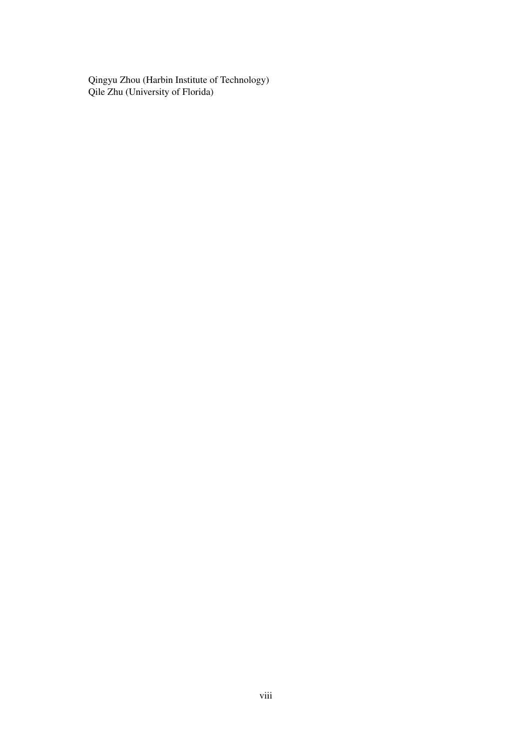Qingyu Zhou (Harbin Institute of Technology)
Qile Zhu (University of Florida)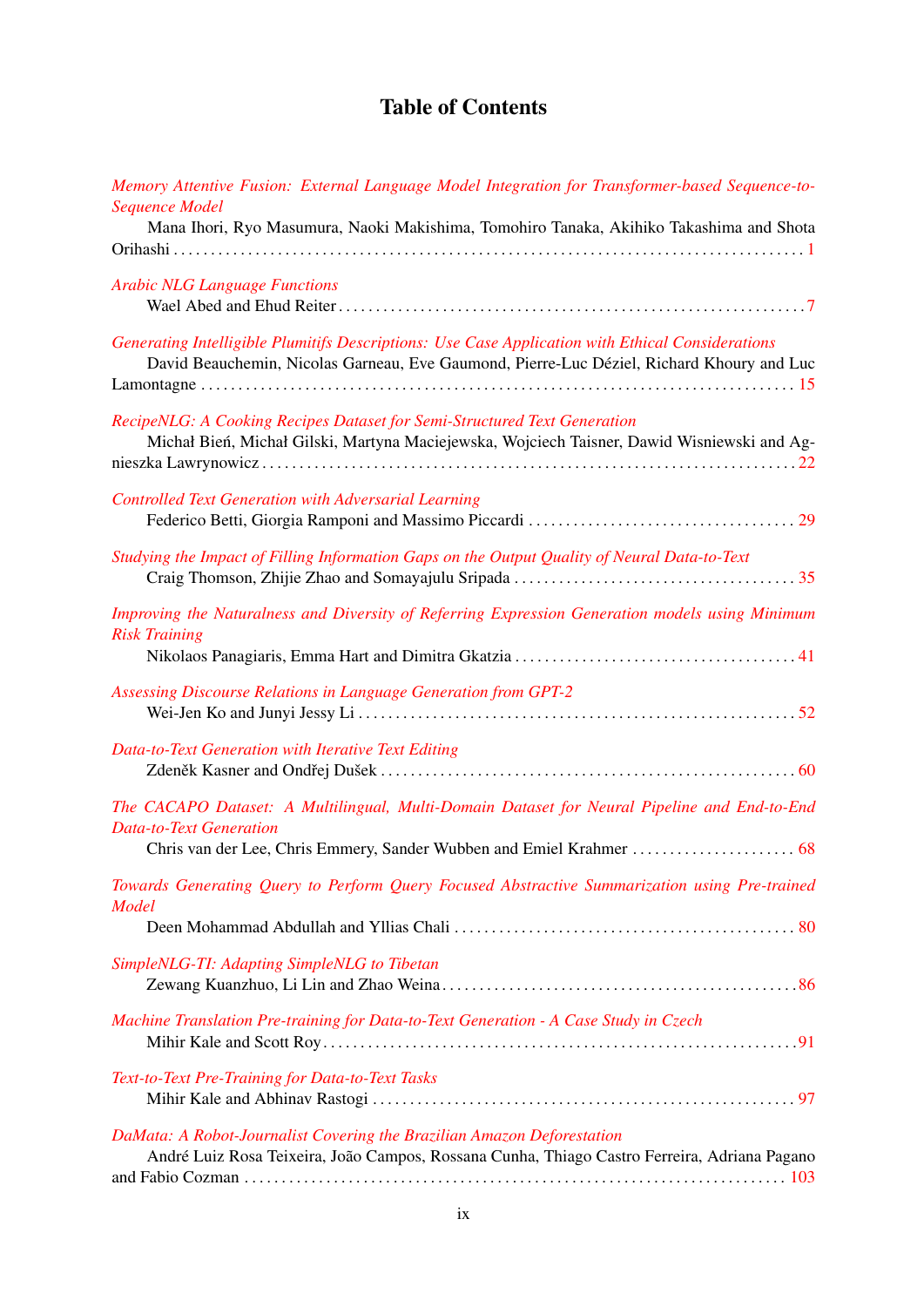# Table of Contents

*Memory Attentive Fusion: External Language Model Integration for Transformer-based Sequence-to-Sequence Model*
Mana Ihori, Ryo Masumura, Naoki Makishima, Tomohiro Tanaka, Akihiko Takashima and Shota Orihashi . . . . . . . . . . 1

*Arabic NLG Language Functions*
Wael Abed and Ehud Reiter . . . . . . . . . . 7

*Generating Intelligible Plumitifs Descriptions: Use Case Application with Ethical Considerations*
David Beauchemin, Nicolas Garneau, Eve Gaumond, Pierre-Luc Déziel, Richard Khoury and Luc Lamontagne . . . . . . . . . . 15

*RecipeNLG: A Cooking Recipes Dataset for Semi-Structured Text Generation*
Michał Bień, Michał Gilski, Martyna Maciejewska, Wojciech Taisner, Dawid Wisniewski and Agnieszka Lawrynowicz . . . . . . . . . . 22

*Controlled Text Generation with Adversarial Learning*
Federico Betti, Giorgia Ramponi and Massimo Piccardi . . . . . . . . . . 29

*Studying the Impact of Filling Information Gaps on the Output Quality of Neural Data-to-Text*
Craig Thomson, Zhijie Zhao and Somayajulu Sripada . . . . . . . . . . 35

*Improving the Naturalness and Diversity of Referring Expression Generation models using Minimum Risk Training*
Nikolaos Panagiaris, Emma Hart and Dimitra Gkatzia . . . . . . . . . . 41

*Assessing Discourse Relations in Language Generation from GPT-2*
Wei-Jen Ko and Junyi Jessy Li . . . . . . . . . . 52

*Data-to-Text Generation with Iterative Text Editing*
Zdeněk Kasner and Ondřej Dušek . . . . . . . . . . 60

*The CACAPO Dataset: A Multilingual, Multi-Domain Dataset for Neural Pipeline and End-to-End Data-to-Text Generation*
Chris van der Lee, Chris Emmery, Sander Wubben and Emiel Krahmer . . . . . . . . . . 68

*Towards Generating Query to Perform Query Focused Abstractive Summarization using Pre-trained Model*
Deen Mohammad Abdullah and Yllias Chali . . . . . . . . . . 80

*SimpleNLG-TI: Adapting SimpleNLG to Tibetan*
Zewang Kuanzhuo, Li Lin and Zhao Weina . . . . . . . . . . 86

*Machine Translation Pre-training for Data-to-Text Generation - A Case Study in Czech*
Mihir Kale and Scott Roy . . . . . . . . . . 91

*Text-to-Text Pre-Training for Data-to-Text Tasks*
Mihir Kale and Abhinav Rastogi . . . . . . . . . . 97

*DaMata: A Robot-Journalist Covering the Brazilian Amazon Deforestation*
André Luiz Rosa Teixeira, João Campos, Rossana Cunha, Thiago Castro Ferreira, Adriana Pagano and Fabio Cozman . . . . . . . . . . 103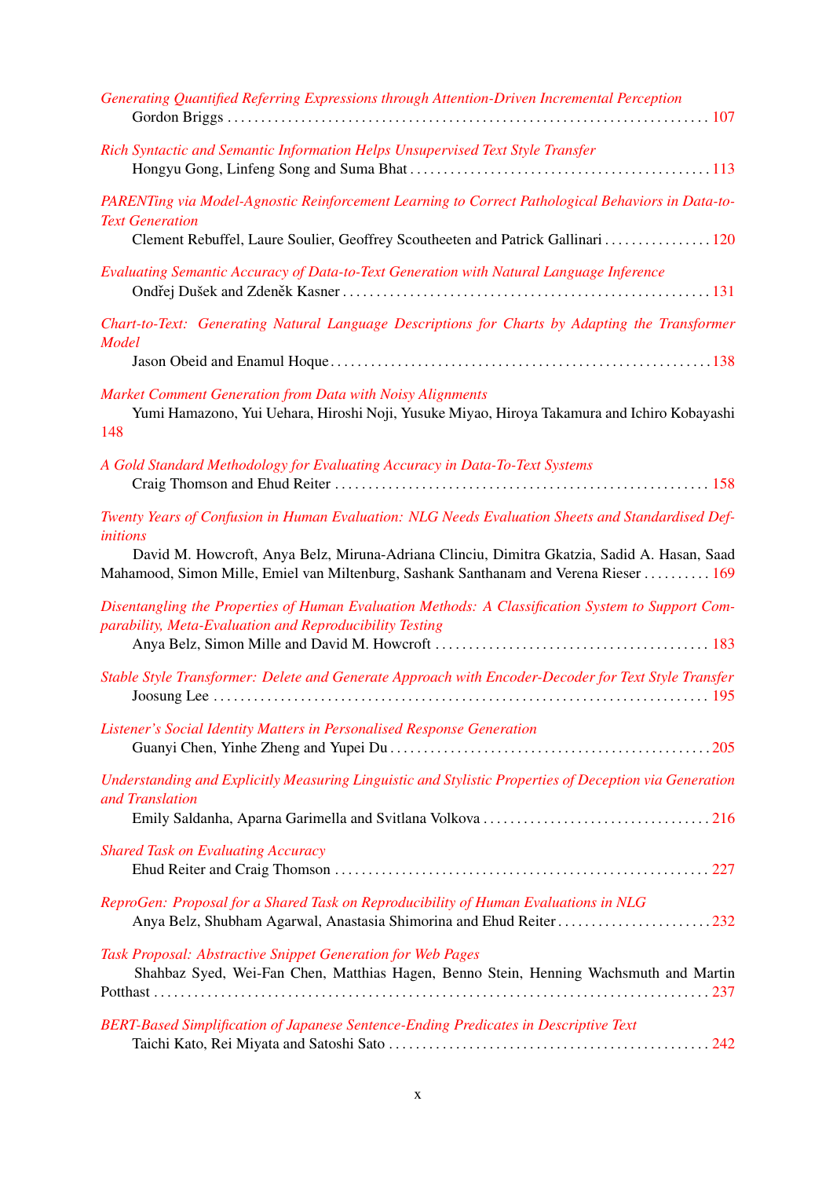*Generating Quantified Referring Expressions through Attention-Driven Incremental Perception*
Gordon Briggs . . . . . . . . . . . . . . . . . . . . . . . . . . . . . . . . . . . . . . . . . . . . . . . . . . . . . . . . . . . . . . . . . . . . . . . . . 107

*Rich Syntactic and Semantic Information Helps Unsupervised Text Style Transfer*
Hongyu Gong, Linfeng Song and Suma Bhat . . . . . . . . . . . . . . . . . . . . . . . . . . . . . . . . . . . . . . . . . . . 113

*PARENTing via Model-Agnostic Reinforcement Learning to Correct Pathological Behaviors in Data-to-Text Generation*
Clement Rebuffel, Laure Soulier, Geoffrey Scoutheeten and Patrick Gallinari . . . . . . . . . . . . . . . . 120

*Evaluating Semantic Accuracy of Data-to-Text Generation with Natural Language Inference*
Ondřej Dušek and Zdeněk Kasner . . . . . . . . . . . . . . . . . . . . . . . . . . . . . . . . . . . . . . . . . . . . . . . . . . . . 131

*Chart-to-Text: Generating Natural Language Descriptions for Charts by Adapting the Transformer Model*
Jason Obeid and Enamul Hoque . . . . . . . . . . . . . . . . . . . . . . . . . . . . . . . . . . . . . . . . . . . . . . . . . . . . . . 138

*Market Comment Generation from Data with Noisy Alignments*
Yumi Hamazono, Yui Uehara, Hiroshi Noji, Yusuke Miyao, Hiroya Takamura and Ichiro Kobayashi 148

*A Gold Standard Methodology for Evaluating Accuracy in Data-To-Text Systems*
Craig Thomson and Ehud Reiter . . . . . . . . . . . . . . . . . . . . . . . . . . . . . . . . . . . . . . . . . . . . . . . . . . . . . . 158

*Twenty Years of Confusion in Human Evaluation: NLG Needs Evaluation Sheets and Standardised Definitions*
David M. Howcroft, Anya Belz, Miruna-Adriana Clinciu, Dimitra Gkatzia, Sadid A. Hasan, Saad Mahamood, Simon Mille, Emiel van Miltenburg, Sashank Santhanam and Verena Rieser . . . . . . . . . . 169

*Disentangling the Properties of Human Evaluation Methods: A Classification System to Support Comparability, Meta-Evaluation and Reproducibility Testing*
Anya Belz, Simon Mille and David M. Howcroft . . . . . . . . . . . . . . . . . . . . . . . . . . . . . . . . . . . . . . . . 183

*Stable Style Transformer: Delete and Generate Approach with Encoder-Decoder for Text Style Transfer*
Joosung Lee . . . . . . . . . . . . . . . . . . . . . . . . . . . . . . . . . . . . . . . . . . . . . . . . . . . . . . . . . . . . . . . . . . . . . . . . . 195

*Listener's Social Identity Matters in Personalised Response Generation*
Guanyi Chen, Yinhe Zheng and Yupei Du . . . . . . . . . . . . . . . . . . . . . . . . . . . . . . . . . . . . . . . . . . . . . . 205

*Understanding and Explicitly Measuring Linguistic and Stylistic Properties of Deception via Generation and Translation*
Emily Saldanha, Aparna Garimella and Svitlana Volkova . . . . . . . . . . . . . . . . . . . . . . . . . . . . . . . . . 216

*Shared Task on Evaluating Accuracy*
Ehud Reiter and Craig Thomson . . . . . . . . . . . . . . . . . . . . . . . . . . . . . . . . . . . . . . . . . . . . . . . . . . . . . . 227

*ReproGen: Proposal for a Shared Task on Reproducibility of Human Evaluations in NLG*
Anya Belz, Shubham Agarwal, Anastasia Shimorina and Ehud Reiter . . . . . . . . . . . . . . . . . . . . . . . 232

*Task Proposal: Abstractive Snippet Generation for Web Pages*
Shahbaz Syed, Wei-Fan Chen, Matthias Hagen, Benno Stein, Henning Wachsmuth and Martin Potthast . . . . . . . . . . . . . . . . . . . . . . . . . . . . . . . . . . . . . . . . . . . . . . . . . . . . . . . . . . . . . . . . . . . . . . . . . . . . 237

*BERT-Based Simplification of Japanese Sentence-Ending Predicates in Descriptive Text*
Taichi Kato, Rei Miyata and Satoshi Sato . . . . . . . . . . . . . . . . . . . . . . . . . . . . . . . . . . . . . . . . . . . . . . . 242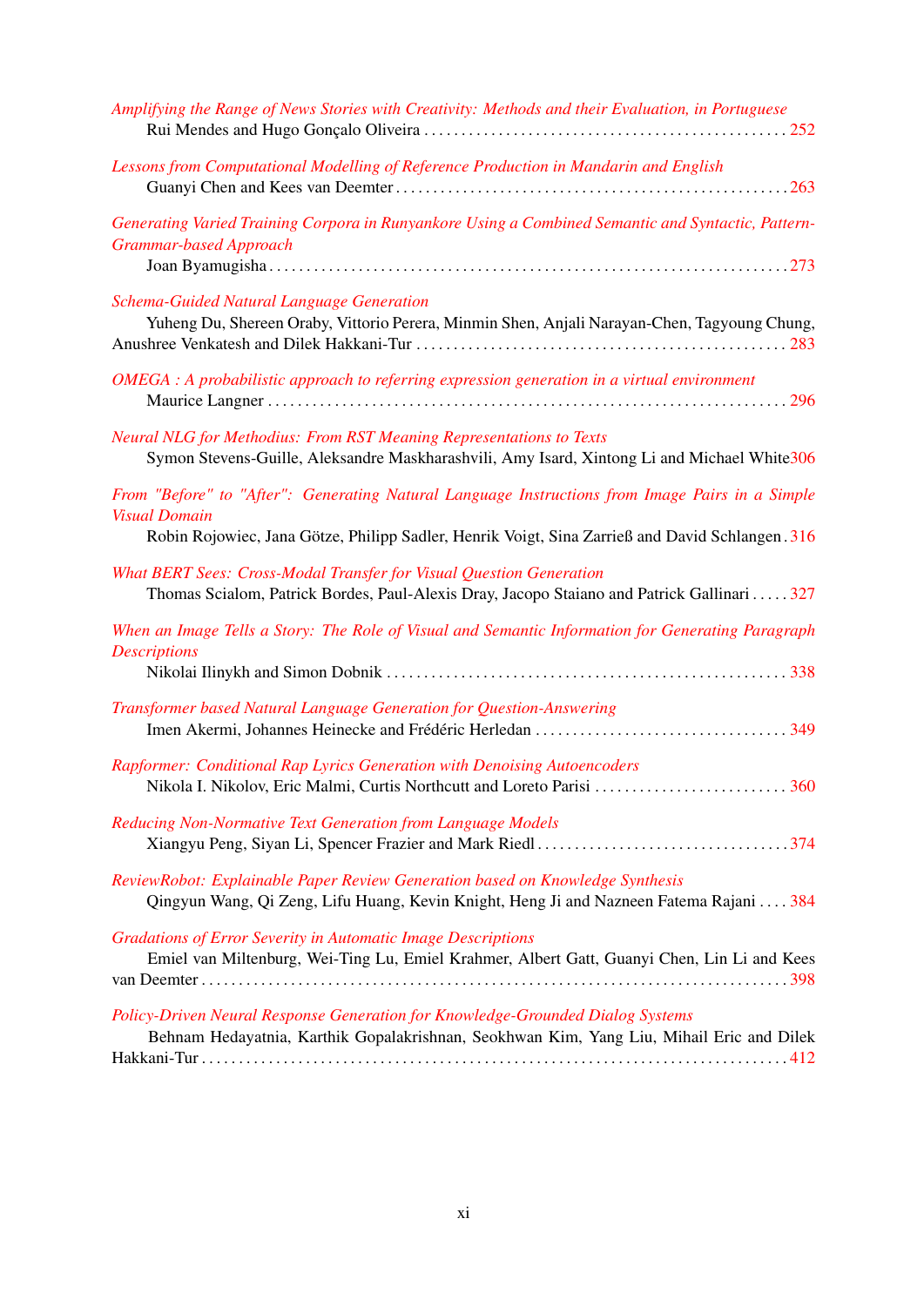*Amplifying the Range of News Stories with Creativity: Methods and their Evaluation, in Portuguese*
Rui Mendes and Hugo Gonçalo Oliveira . . . . . . . . . . 252

*Lessons from Computational Modelling of Reference Production in Mandarin and English*
Guanyi Chen and Kees van Deemter . . . . . . . . . . 263

*Generating Varied Training Corpora in Runyankore Using a Combined Semantic and Syntactic, Pattern-Grammar-based Approach*
Joan Byamugisha . . . . . . . . . . 273

*Schema-Guided Natural Language Generation*
Yuheng Du, Shereen Oraby, Vittorio Perera, Minmin Shen, Anjali Narayan-Chen, Tagyoung Chung, Anushree Venkatesh and Dilek Hakkani-Tur . . . . . . . . . . 283

*OMEGA : A probabilistic approach to referring expression generation in a virtual environment*
Maurice Langner . . . . . . . . . . 296

*Neural NLG for Methodius: From RST Meaning Representations to Texts*
Symon Stevens-Guille, Aleksandre Maskharashvili, Amy Isard, Xintong Li and Michael White 306

*From "Before" to "After": Generating Natural Language Instructions from Image Pairs in a Simple Visual Domain*
Robin Rojowiec, Jana Götze, Philipp Sadler, Henrik Voigt, Sina Zarrieß and David Schlangen . 316

*What BERT Sees: Cross-Modal Transfer for Visual Question Generation*
Thomas Scialom, Patrick Bordes, Paul-Alexis Dray, Jacopo Staiano and Patrick Gallinari . . . . . 327

*When an Image Tells a Story: The Role of Visual and Semantic Information for Generating Paragraph Descriptions*
Nikolai Ilinykh and Simon Dobnik . . . . . . . . . . 338

*Transformer based Natural Language Generation for Question-Answering*
Imen Akermi, Johannes Heinecke and Frédéric Herledan . . . . . . . . . . 349

*Rapformer: Conditional Rap Lyrics Generation with Denoising Autoencoders*
Nikola I. Nikolov, Eric Malmi, Curtis Northcutt and Loreto Parisi . . . . . . . . . . 360

*Reducing Non-Normative Text Generation from Language Models*
Xiangyu Peng, Siyan Li, Spencer Frazier and Mark Riedl . . . . . . . . . . 374

*ReviewRobot: Explainable Paper Review Generation based on Knowledge Synthesis*
Qingyun Wang, Qi Zeng, Lifu Huang, Kevin Knight, Heng Ji and Nazneen Fatema Rajani . . . . 384

*Gradations of Error Severity in Automatic Image Descriptions*
Emiel van Miltenburg, Wei-Ting Lu, Emiel Krahmer, Albert Gatt, Guanyi Chen, Lin Li and Kees van Deemter . . . . . . . . . . 398

*Policy-Driven Neural Response Generation for Knowledge-Grounded Dialog Systems*
Behnam Hedayatnia, Karthik Gopalakrishnan, Seokhwan Kim, Yang Liu, Mihail Eric and Dilek Hakkani-Tur . . . . . . . . . . 412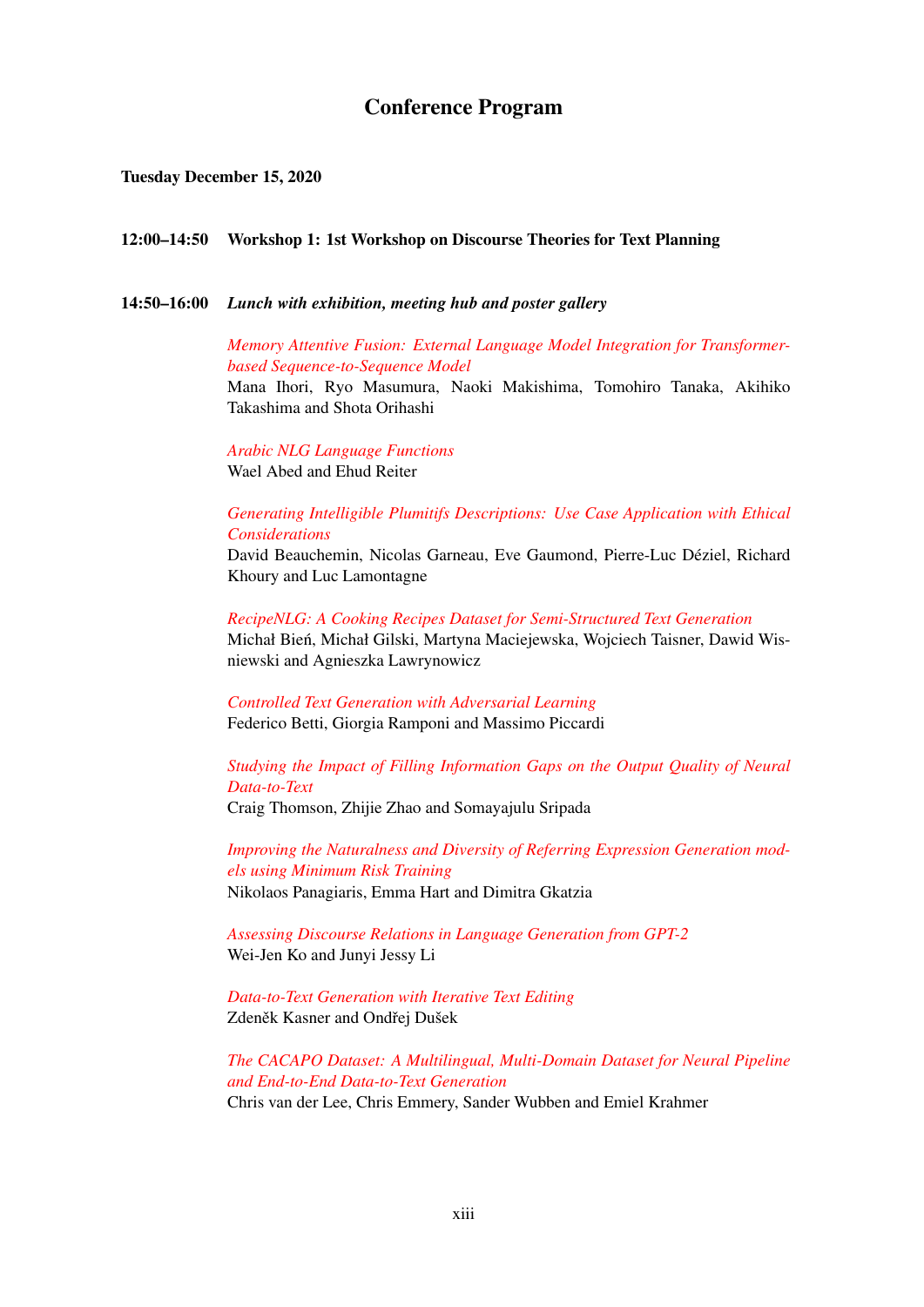# Conference Program

**Tuesday December 15, 2020**

**12:00–14:50 Workshop 1: 1st Workshop on Discourse Theories for Text Planning**

**14:50–16:00** ***Lunch with exhibition, meeting hub and poster gallery***

*Memory Attentive Fusion: External Language Model Integration for Transformer-based Sequence-to-Sequence Model*
Mana Ihori, Ryo Masumura, Naoki Makishima, Tomohiro Tanaka, Akihiko Takashima and Shota Orihashi

*Arabic NLG Language Functions*
Wael Abed and Ehud Reiter

*Generating Intelligible Plumitifs Descriptions: Use Case Application with Ethical Considerations*
David Beauchemin, Nicolas Garneau, Eve Gaumond, Pierre-Luc Déziel, Richard Khoury and Luc Lamontagne

*RecipeNLG: A Cooking Recipes Dataset for Semi-Structured Text Generation*
Michał Bień, Michał Gilski, Martyna Maciejewska, Wojciech Taisner, Dawid Wisniewski and Agnieszka Lawrynowicz

*Controlled Text Generation with Adversarial Learning*
Federico Betti, Giorgia Ramponi and Massimo Piccardi

*Studying the Impact of Filling Information Gaps on the Output Quality of Neural Data-to-Text*
Craig Thomson, Zhijie Zhao and Somayajulu Sripada

*Improving the Naturalness and Diversity of Referring Expression Generation models using Minimum Risk Training*
Nikolaos Panagiaris, Emma Hart and Dimitra Gkatzia

*Assessing Discourse Relations in Language Generation from GPT-2*
Wei-Jen Ko and Junyi Jessy Li

*Data-to-Text Generation with Iterative Text Editing*
Zdeněk Kasner and Ondřej Dušek

*The CACAPO Dataset: A Multilingual, Multi-Domain Dataset for Neural Pipeline and End-to-End Data-to-Text Generation*
Chris van der Lee, Chris Emmery, Sander Wubben and Emiel Krahmer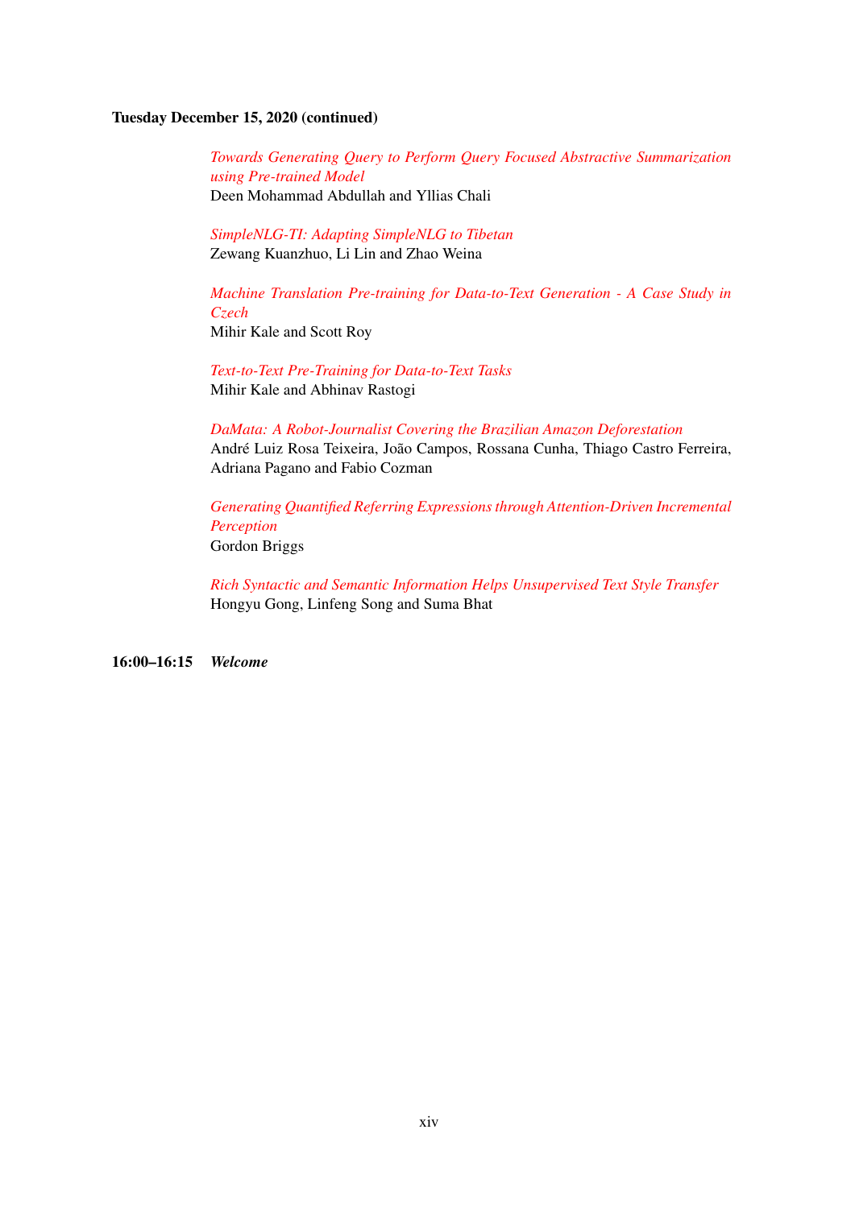**Tuesday December 15, 2020 (continued)**

*Towards Generating Query to Perform Query Focused Abstractive Summarization using Pre-trained Model*
Deen Mohammad Abdullah and Yllias Chali

*SimpleNLG-TI: Adapting SimpleNLG to Tibetan*
Zewang Kuanzhuo, Li Lin and Zhao Weina

*Machine Translation Pre-training for Data-to-Text Generation - A Case Study in Czech*
Mihir Kale and Scott Roy

*Text-to-Text Pre-Training for Data-to-Text Tasks*
Mihir Kale and Abhinav Rastogi

*DaMata: A Robot-Journalist Covering the Brazilian Amazon Deforestation*
André Luiz Rosa Teixeira, João Campos, Rossana Cunha, Thiago Castro Ferreira, Adriana Pagano and Fabio Cozman

*Generating Quantified Referring Expressions through Attention-Driven Incremental Perception*
Gordon Briggs

*Rich Syntactic and Semantic Information Helps Unsupervised Text Style Transfer*
Hongyu Gong, Linfeng Song and Suma Bhat

**16:00–16:15** ***Welcome***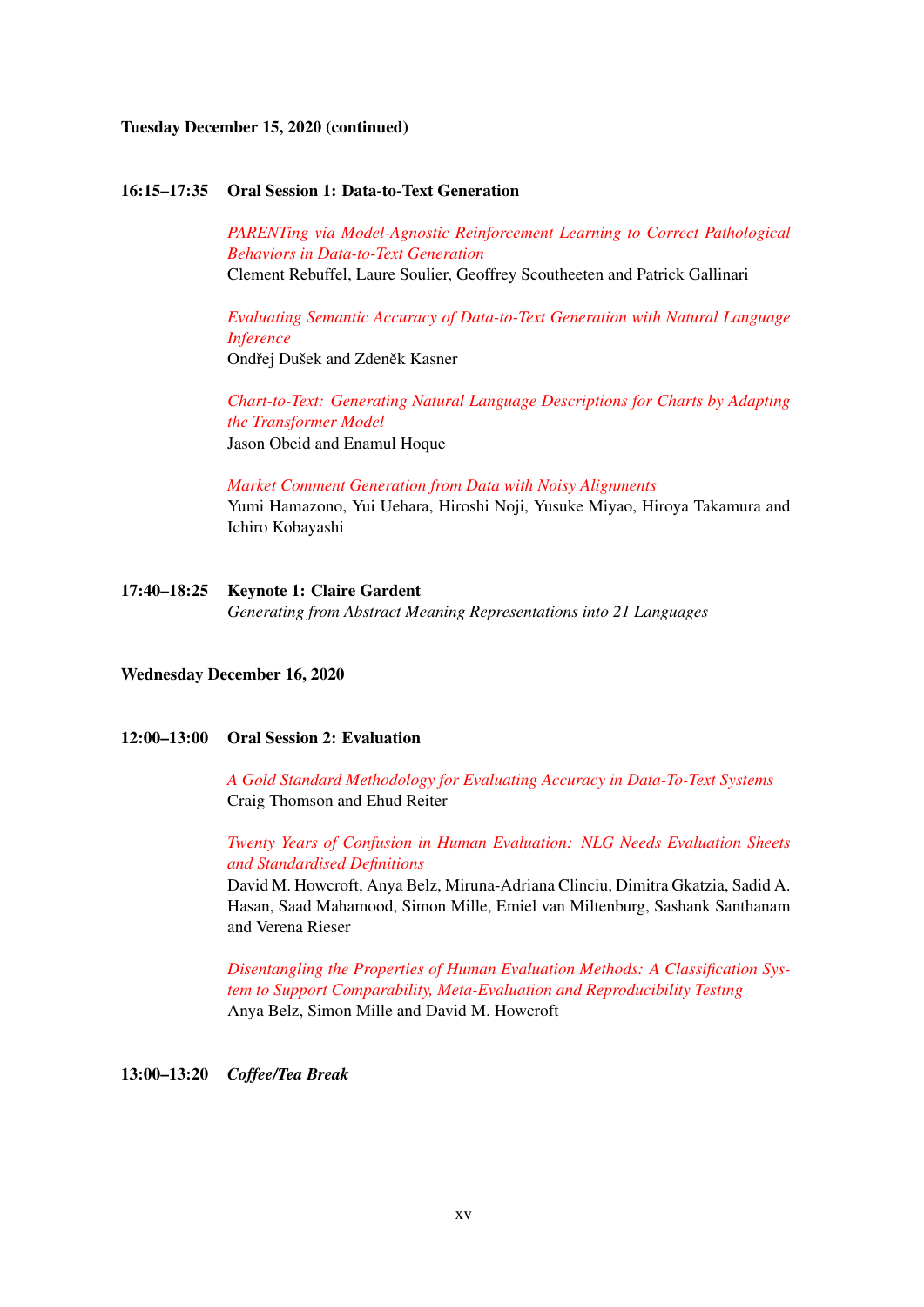**Tuesday December 15, 2020 (continued)**

**16:15–17:35 Oral Session 1: Data-to-Text Generation**

*PARENTing via Model-Agnostic Reinforcement Learning to Correct Pathological Behaviors in Data-to-Text Generation*
Clement Rebuffel, Laure Soulier, Geoffrey Scoutheeten and Patrick Gallinari

*Evaluating Semantic Accuracy of Data-to-Text Generation with Natural Language Inference*
Ondřej Dušek and Zdeněk Kasner

*Chart-to-Text: Generating Natural Language Descriptions for Charts by Adapting the Transformer Model*
Jason Obeid and Enamul Hoque

*Market Comment Generation from Data with Noisy Alignments*
Yumi Hamazono, Yui Uehara, Hiroshi Noji, Yusuke Miyao, Hiroya Takamura and Ichiro Kobayashi

**17:40–18:25 Keynote 1: Claire Gardent**
*Generating from Abstract Meaning Representations into 21 Languages*

**Wednesday December 16, 2020**

**12:00–13:00 Oral Session 2: Evaluation**

*A Gold Standard Methodology for Evaluating Accuracy in Data-To-Text Systems*
Craig Thomson and Ehud Reiter

*Twenty Years of Confusion in Human Evaluation: NLG Needs Evaluation Sheets and Standardised Definitions*
David M. Howcroft, Anya Belz, Miruna-Adriana Clinciu, Dimitra Gkatzia, Sadid A. Hasan, Saad Mahamood, Simon Mille, Emiel van Miltenburg, Sashank Santhanam and Verena Rieser

*Disentangling the Properties of Human Evaluation Methods: A Classification System to Support Comparability, Meta-Evaluation and Reproducibility Testing*
Anya Belz, Simon Mille and David M. Howcroft

**13:00–13:20** ***Coffee/Tea Break***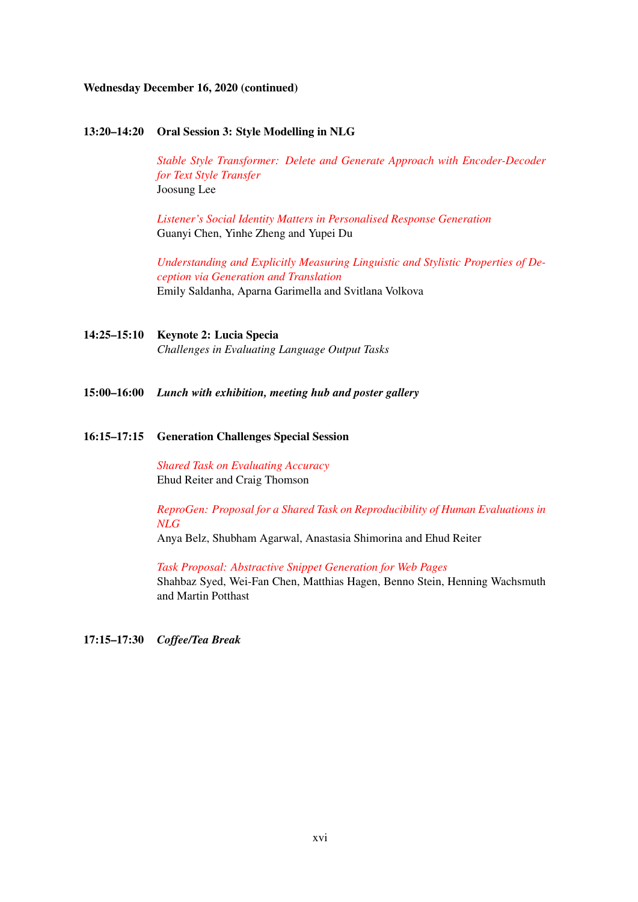**Wednesday December 16, 2020 (continued)**

**13:20–14:20 Oral Session 3: Style Modelling in NLG**

*Stable Style Transformer: Delete and Generate Approach with Encoder-Decoder for Text Style Transfer*
Joosung Lee

*Listener's Social Identity Matters in Personalised Response Generation*
Guanyi Chen, Yinhe Zheng and Yupei Du

*Understanding and Explicitly Measuring Linguistic and Stylistic Properties of Deception via Generation and Translation*
Emily Saldanha, Aparna Garimella and Svitlana Volkova

**14:25–15:10 Keynote 2: Lucia Specia**
*Challenges in Evaluating Language Output Tasks*

**15:00–16:00** ***Lunch with exhibition, meeting hub and poster gallery***

**16:15–17:15 Generation Challenges Special Session**

*Shared Task on Evaluating Accuracy*
Ehud Reiter and Craig Thomson

*ReproGen: Proposal for a Shared Task on Reproducibility of Human Evaluations in NLG*
Anya Belz, Shubham Agarwal, Anastasia Shimorina and Ehud Reiter

*Task Proposal: Abstractive Snippet Generation for Web Pages*
Shahbaz Syed, Wei-Fan Chen, Matthias Hagen, Benno Stein, Henning Wachsmuth and Martin Potthast

**17:15–17:30** ***Coffee/Tea Break***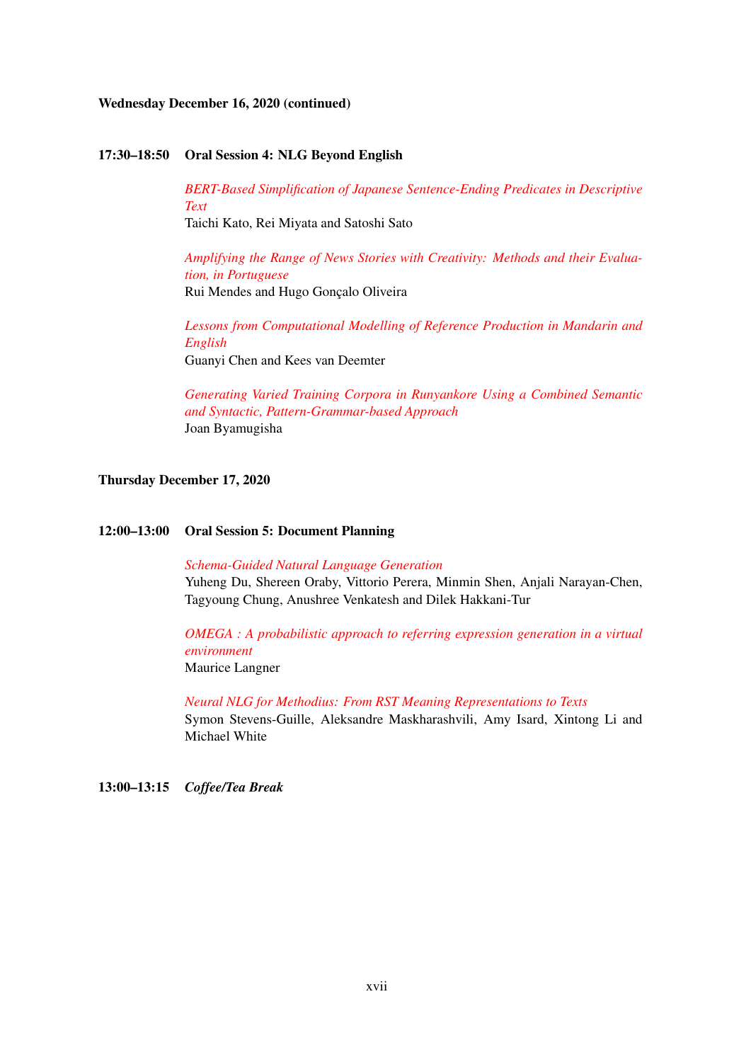**Wednesday December 16, 2020 (continued)**

**17:30–18:50 Oral Session 4: NLG Beyond English**

*BERT-Based Simplification of Japanese Sentence-Ending Predicates in Descriptive Text*
Taichi Kato, Rei Miyata and Satoshi Sato

*Amplifying the Range of News Stories with Creativity: Methods and their Evaluation, in Portuguese*
Rui Mendes and Hugo Gonçalo Oliveira

*Lessons from Computational Modelling of Reference Production in Mandarin and English*
Guanyi Chen and Kees van Deemter

*Generating Varied Training Corpora in Runyankore Using a Combined Semantic and Syntactic, Pattern-Grammar-based Approach*
Joan Byamugisha

**Thursday December 17, 2020**

**12:00–13:00 Oral Session 5: Document Planning**

*Schema-Guided Natural Language Generation*
Yuheng Du, Shereen Oraby, Vittorio Perera, Minmin Shen, Anjali Narayan-Chen, Tagyoung Chung, Anushree Venkatesh and Dilek Hakkani-Tur

*OMEGA : A probabilistic approach to referring expression generation in a virtual environment*
Maurice Langner

*Neural NLG for Methodius: From RST Meaning Representations to Texts*
Symon Stevens-Guille, Aleksandre Maskharashvili, Amy Isard, Xintong Li and Michael White

**13:00–13:15 *Coffee/Tea Break***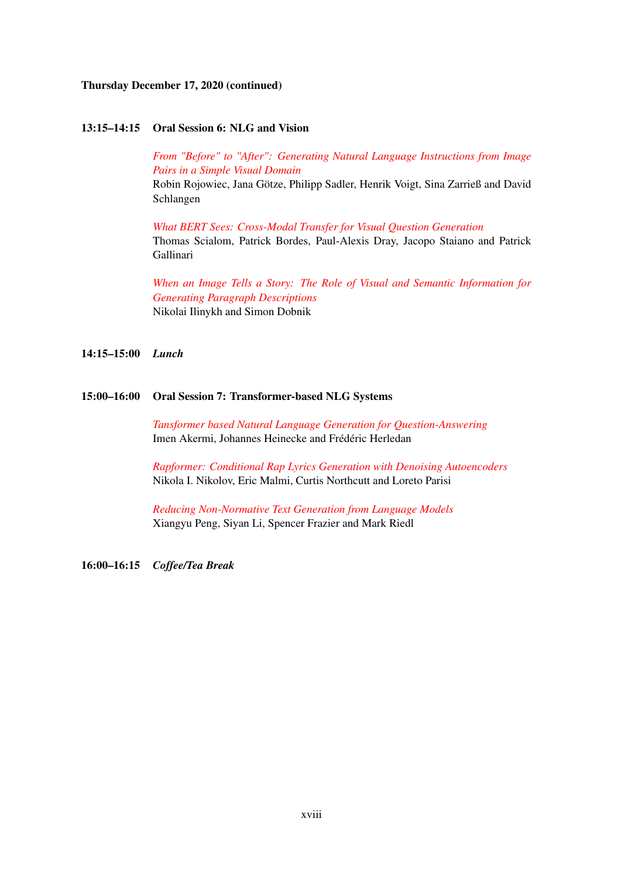**Thursday December 17, 2020 (continued)**

**13:15–14:15 Oral Session 6: NLG and Vision**

*From "Before" to "After": Generating Natural Language Instructions from Image Pairs in a Simple Visual Domain*
Robin Rojowiec, Jana Götze, Philipp Sadler, Henrik Voigt, Sina Zarrieß and David Schlangen

*What BERT Sees: Cross-Modal Transfer for Visual Question Generation*
Thomas Scialom, Patrick Bordes, Paul-Alexis Dray, Jacopo Staiano and Patrick Gallinari

*When an Image Tells a Story: The Role of Visual and Semantic Information for Generating Paragraph Descriptions*
Nikolai Ilinykh and Simon Dobnik

**14:15–15:00 *Lunch***

**15:00–16:00 Oral Session 7: Transformer-based NLG Systems**

*Tansformer based Natural Language Generation for Question-Answering*
Imen Akermi, Johannes Heinecke and Frédéric Herledan

*Rapformer: Conditional Rap Lyrics Generation with Denoising Autoencoders*
Nikola I. Nikolov, Eric Malmi, Curtis Northcutt and Loreto Parisi

*Reducing Non-Normative Text Generation from Language Models*
Xiangyu Peng, Siyan Li, Spencer Frazier and Mark Riedl

**16:00–16:15 *Coffee/Tea Break***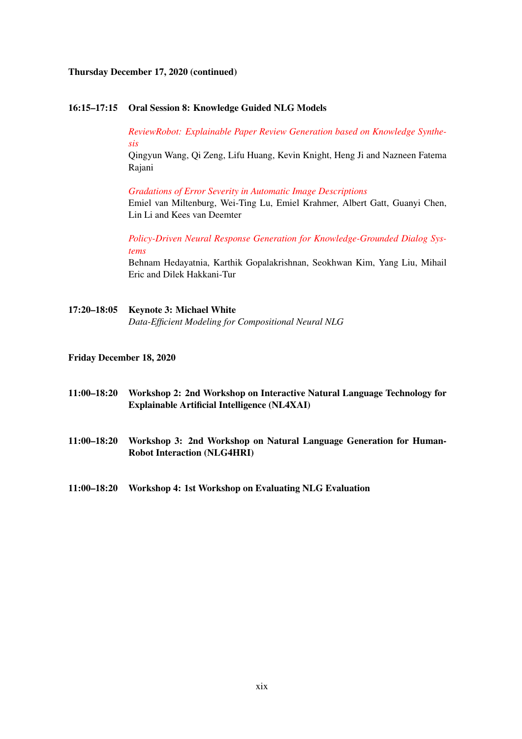**Thursday December 17, 2020 (continued)**

**16:15–17:15 Oral Session 8: Knowledge Guided NLG Models**

*ReviewRobot: Explainable Paper Review Generation based on Knowledge Synthesis*
Qingyun Wang, Qi Zeng, Lifu Huang, Kevin Knight, Heng Ji and Nazneen Fatema Rajani

*Gradations of Error Severity in Automatic Image Descriptions*
Emiel van Miltenburg, Wei-Ting Lu, Emiel Krahmer, Albert Gatt, Guanyi Chen, Lin Li and Kees van Deemter

*Policy-Driven Neural Response Generation for Knowledge-Grounded Dialog Systems*
Behnam Hedayatnia, Karthik Gopalakrishnan, Seokhwan Kim, Yang Liu, Mihail Eric and Dilek Hakkani-Tur

**17:20–18:05 Keynote 3: Michael White**
*Data-Efficient Modeling for Compositional Neural NLG*

**Friday December 18, 2020**

**11:00–18:20 Workshop 2: 2nd Workshop on Interactive Natural Language Technology for Explainable Artificial Intelligence (NL4XAI)**

**11:00–18:20 Workshop 3: 2nd Workshop on Natural Language Generation for Human-Robot Interaction (NLG4HRI)**

**11:00–18:20 Workshop 4: 1st Workshop on Evaluating NLG Evaluation**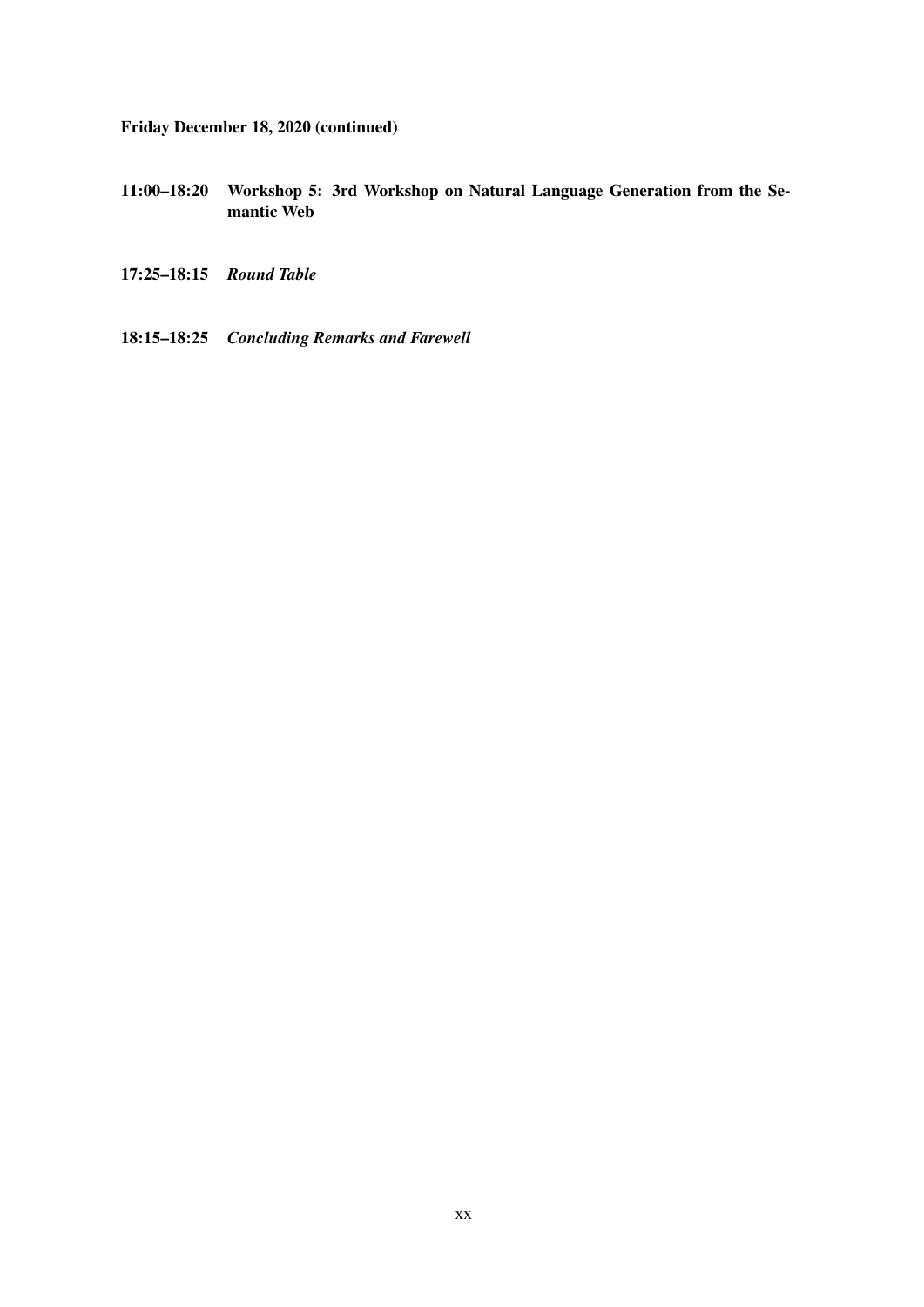**Friday December 18, 2020 (continued)**

**11:00–18:20** **Workshop 5: 3rd Workshop on Natural Language Generation from the Semantic Web**

**17:25–18:15** ***Round Table***

**18:15–18:25** ***Concluding Remarks and Farewell***